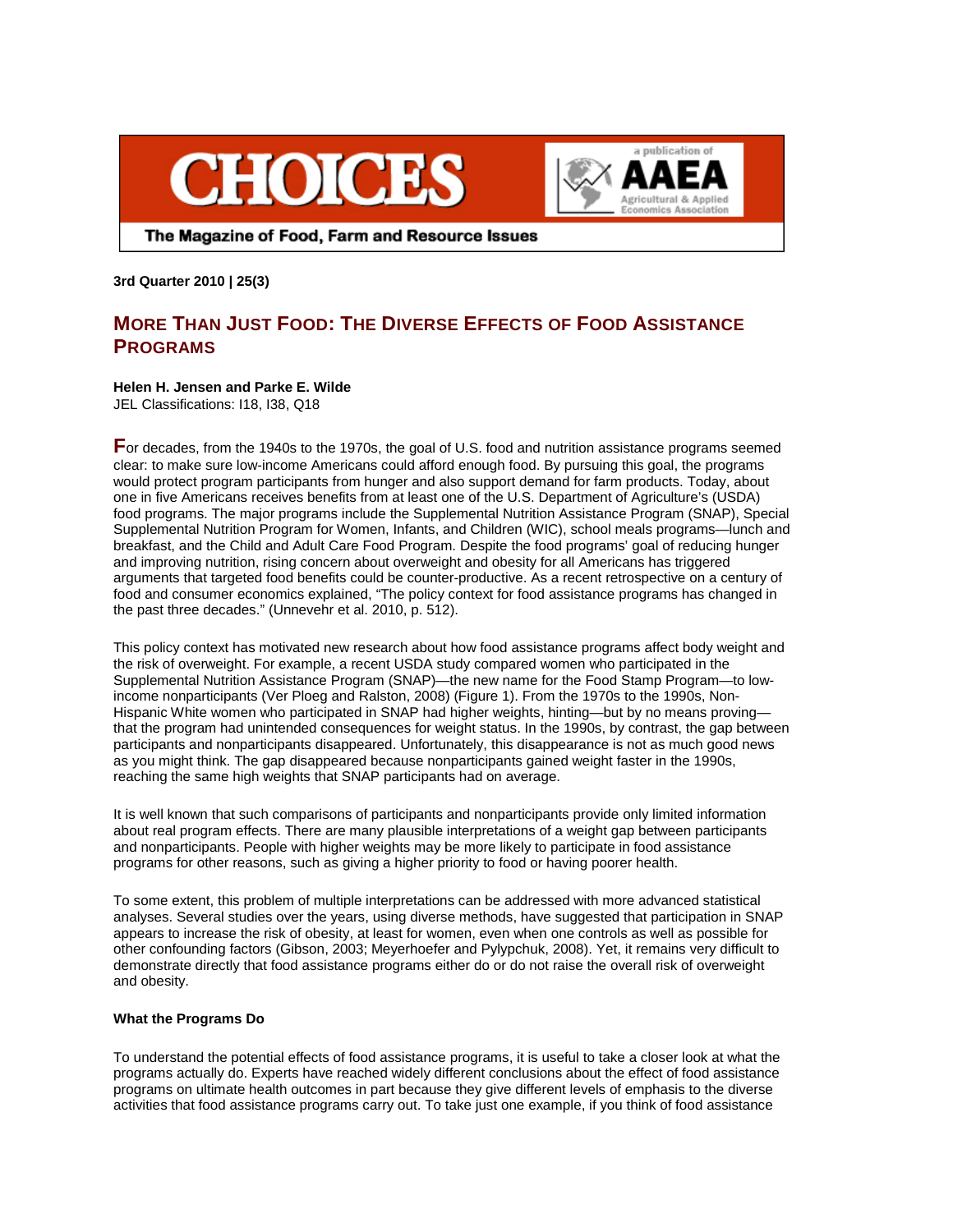**3rd Quarter 2010 | 25(3)**

# More Than Just Food: The Diverse Effects of Food Assistance Programs

**Helen H. Jensen and Parke E. Wilde**

JEL Classifications: I18, I38, Q18

For decades, from the 1940s to the 1970s, the goal of U.S. food and nutrition assistance programs seemed clear: to make sure low-income Americans could afford enough food. By pursuing this goal, the programs would protect program participants from hunger and also support demand for farm products. Today, about one in five Americans receives benefits from at least one of the U.S. Department of Agriculture's (USDA) food programs. The major programs include the Supplemental Nutrition Assistance Program (SNAP), Special Supplemental Nutrition Program for Women, Infants, and Children (WIC), school meals programs—lunch and breakfast, and the Child and Adult Care Food Program. Despite the food programs' goal of reducing hunger and improving nutrition, rising concern about overweight and obesity for all Americans has triggered arguments that targeted food benefits could be counter-productive. As a recent retrospective on a century of food and consumer economics explained, "The policy context for food assistance programs has changed in the past three decades." (Unnevehr et al. 2010, p. 512).

This policy context has motivated new research about how food assistance programs affect body weight and the risk of overweight. For example, a recent USDA study compared women who participated in the Supplemental Nutrition Assistance Program (SNAP)—the new name for the Food Stamp Program—to low-income nonparticipants (Ver Ploeg and Ralston, 2008) (Figure 1). From the 1970s to the 1990s, Non-Hispanic White women who participated in SNAP had higher weights, hinting—but by no means proving—that the program had unintended consequences for weight status. In the 1990s, by contrast, the gap between participants and nonparticipants disappeared. Unfortunately, this disappearance is not as much good news as you might think. The gap disappeared because nonparticipants gained weight faster in the 1990s, reaching the same high weights that SNAP participants had on average.

It is well known that such comparisons of participants and nonparticipants provide only limited information about real program effects. There are many plausible interpretations of a weight gap between participants and nonparticipants. People with higher weights may be more likely to participate in food assistance programs for other reasons, such as giving a higher priority to food or having poorer health.

To some extent, this problem of multiple interpretations can be addressed with more advanced statistical analyses. Several studies over the years, using diverse methods, have suggested that participation in SNAP appears to increase the risk of obesity, at least for women, even when one controls as well as possible for other confounding factors (Gibson, 2003; Meyerhoefer and Pylypchuk, 2008). Yet, it remains very difficult to demonstrate directly that food assistance programs either do or do not raise the overall risk of overweight and obesity.

**What the Programs Do**

To understand the potential effects of food assistance programs, it is useful to take a closer look at what the programs actually do. Experts have reached widely different conclusions about the effect of food assistance programs on ultimate health outcomes in part because they give different levels of emphasis to the diverse activities that food assistance programs carry out. To take just one example, if you think of food assistance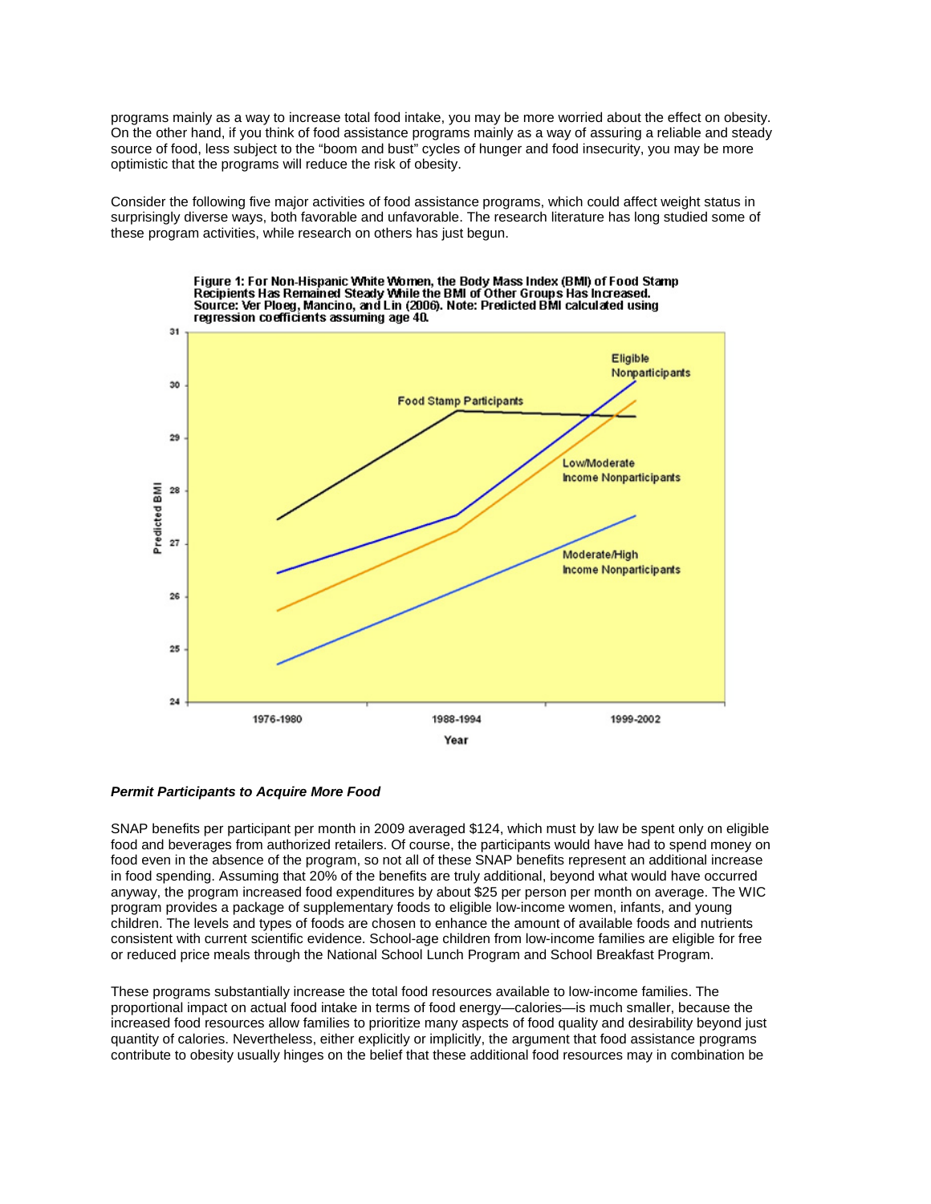programs mainly as a way to increase total food intake, you may be more worried about the effect on obesity. On the other hand, if you think of food assistance programs mainly as a way of assuring a reliable and steady source of food, less subject to the "boom and bust" cycles of hunger and food insecurity, you may be more optimistic that the programs will reduce the risk of obesity.

Consider the following five major activities of food assistance programs, which could affect weight status in surprisingly diverse ways, both favorable and unfavorable. The research literature has long studied some of these program activities, while research on others has just begun.

**Figure 1: For Non-Hispanic White Women, the Body Mass Index (BMI) of Food Stamp Recipients Has Remained Steady While the BMI of Other Groups Has Increased. Source: Ver Ploeg, Mancino, and Lin (2006). Note: Predicted BMI calculated using regression coefficients assuming age 40.**

### *Permit Participants to Acquire More Food*

SNAP benefits per participant per month in 2009 averaged $124, which must by law be spent only on eligible food and beverages from authorized retailers. Of course, the participants would have had to spend money on food even in the absence of the program, so not all of these SNAP benefits represent an additional increase in food spending. Assuming that 20% of the benefits are truly additional, beyond what would have occurred anyway, the program increased food expenditures by about $25 per person per month on average. The WIC program provides a package of supplementary foods to eligible low-income women, infants, and young children. The levels and types of foods are chosen to enhance the amount of available foods and nutrients consistent with current scientific evidence. School-age children from low-income families are eligible for free or reduced price meals through the National School Lunch Program and School Breakfast Program.

These programs substantially increase the total food resources available to low-income families. The proportional impact on actual food intake in terms of food energy—calories—is much smaller, because the increased food resources allow families to prioritize many aspects of food quality and desirability beyond just quantity of calories. Nevertheless, either explicitly or implicitly, the argument that food assistance programs contribute to obesity usually hinges on the belief that these additional food resources may in combination be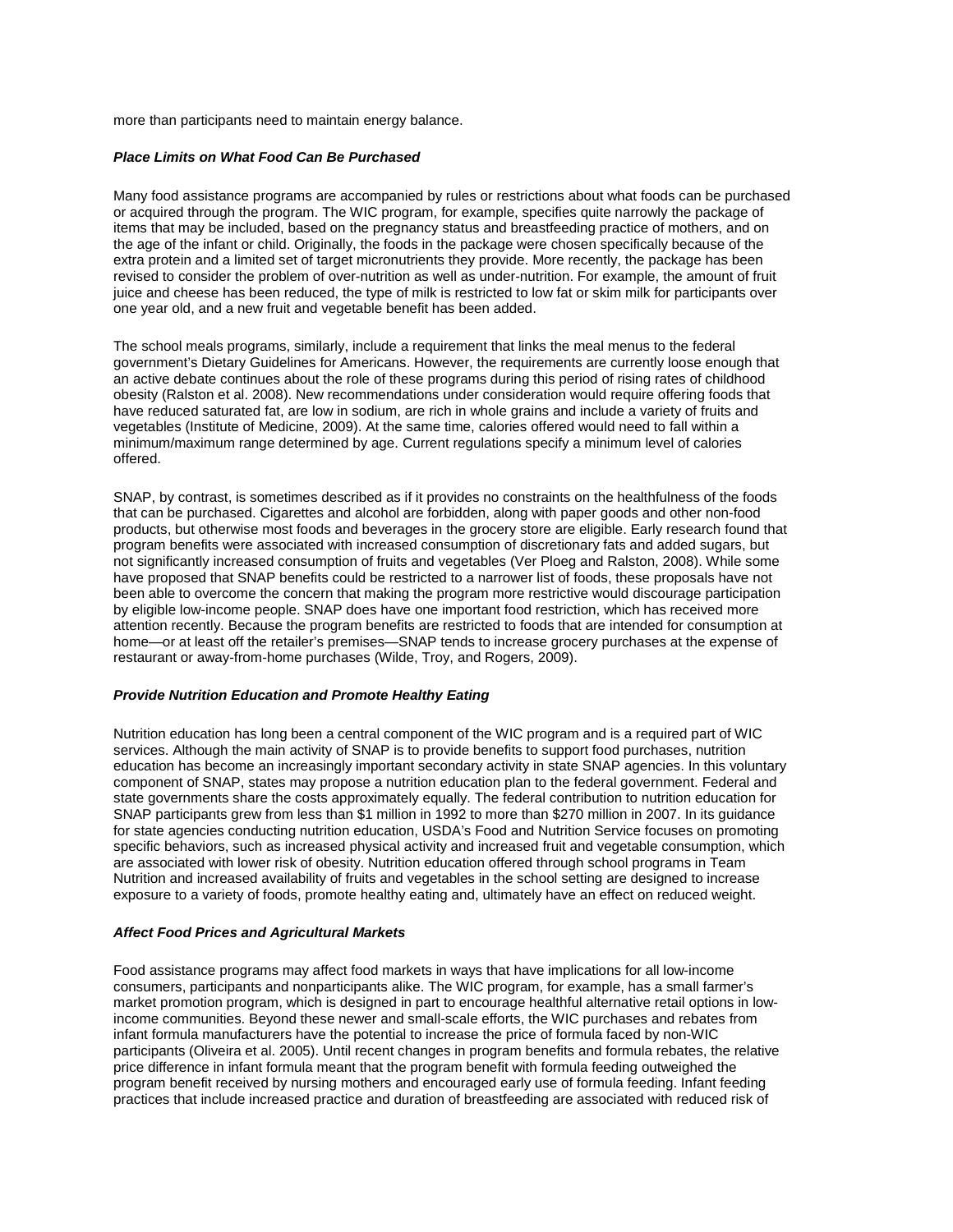more than participants need to maintain energy balance.

### *Place Limits on What Food Can Be Purchased*

Many food assistance programs are accompanied by rules or restrictions about what foods can be purchased or acquired through the program. The WIC program, for example, specifies quite narrowly the package of items that may be included, based on the pregnancy status and breastfeeding practice of mothers, and on the age of the infant or child. Originally, the foods in the package were chosen specifically because of the extra protein and a limited set of target micronutrients they provide. More recently, the package has been revised to consider the problem of over-nutrition as well as under-nutrition. For example, the amount of fruit juice and cheese has been reduced, the type of milk is restricted to low fat or skim milk for participants over one year old, and a new fruit and vegetable benefit has been added.

The school meals programs, similarly, include a requirement that links the meal menus to the federal government's Dietary Guidelines for Americans. However, the requirements are currently loose enough that an active debate continues about the role of these programs during this period of rising rates of childhood obesity (Ralston et al. 2008). New recommendations under consideration would require offering foods that have reduced saturated fat, are low in sodium, are rich in whole grains and include a variety of fruits and vegetables (Institute of Medicine, 2009). At the same time, calories offered would need to fall within a minimum/maximum range determined by age. Current regulations specify a minimum level of calories offered.

SNAP, by contrast, is sometimes described as if it provides no constraints on the healthfulness of the foods that can be purchased. Cigarettes and alcohol are forbidden, along with paper goods and other non-food products, but otherwise most foods and beverages in the grocery store are eligible. Early research found that program benefits were associated with increased consumption of discretionary fats and added sugars, but not significantly increased consumption of fruits and vegetables (Ver Ploeg and Ralston, 2008). While some have proposed that SNAP benefits could be restricted to a narrower list of foods, these proposals have not been able to overcome the concern that making the program more restrictive would discourage participation by eligible low-income people. SNAP does have one important food restriction, which has received more attention recently. Because the program benefits are restricted to foods that are intended for consumption at home—or at least off the retailer's premises—SNAP tends to increase grocery purchases at the expense of restaurant or away-from-home purchases (Wilde, Troy, and Rogers, 2009).

### *Provide Nutrition Education and Promote Healthy Eating*

Nutrition education has long been a central component of the WIC program and is a required part of WIC services. Although the main activity of SNAP is to provide benefits to support food purchases, nutrition education has become an increasingly important secondary activity in state SNAP agencies. In this voluntary component of SNAP, states may propose a nutrition education plan to the federal government. Federal and state governments share the costs approximately equally. The federal contribution to nutrition education for SNAP participants grew from less than $1 million in 1992 to more than $270 million in 2007. In its guidance for state agencies conducting nutrition education, USDA's Food and Nutrition Service focuses on promoting specific behaviors, such as increased physical activity and increased fruit and vegetable consumption, which are associated with lower risk of obesity. Nutrition education offered through school programs in Team Nutrition and increased availability of fruits and vegetables in the school setting are designed to increase exposure to a variety of foods, promote healthy eating and, ultimately have an effect on reduced weight.

### *Affect Food Prices and Agricultural Markets*

Food assistance programs may affect food markets in ways that have implications for all low-income consumers, participants and nonparticipants alike. The WIC program, for example, has a small farmer's market promotion program, which is designed in part to encourage healthful alternative retail options in low-income communities. Beyond these newer and small-scale efforts, the WIC purchases and rebates from infant formula manufacturers have the potential to increase the price of formula faced by non-WIC participants (Oliveira et al. 2005). Until recent changes in program benefits and formula rebates, the relative price difference in infant formula meant that the program benefit with formula feeding outweighed the program benefit received by nursing mothers and encouraged early use of formula feeding. Infant feeding practices that include increased practice and duration of breastfeeding are associated with reduced risk of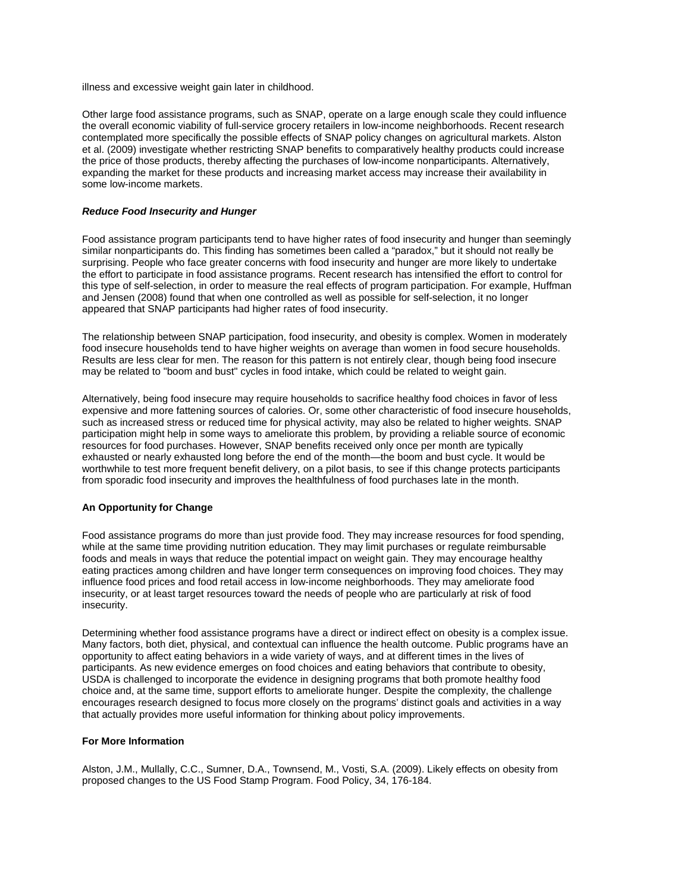illness and excessive weight gain later in childhood.

Other large food assistance programs, such as SNAP, operate on a large enough scale they could influence the overall economic viability of full-service grocery retailers in low-income neighborhoods. Recent research contemplated more specifically the possible effects of SNAP policy changes on agricultural markets. Alston et al. (2009) investigate whether restricting SNAP benefits to comparatively healthy products could increase the price of those products, thereby affecting the purchases of low-income nonparticipants. Alternatively, expanding the market for these products and increasing market access may increase their availability in some low-income markets.

***Reduce Food Insecurity and Hunger***

Food assistance program participants tend to have higher rates of food insecurity and hunger than seemingly similar nonparticipants do. This finding has sometimes been called a "paradox," but it should not really be surprising. People who face greater concerns with food insecurity and hunger are more likely to undertake the effort to participate in food assistance programs. Recent research has intensified the effort to control for this type of self-selection, in order to measure the real effects of program participation. For example, Huffman and Jensen (2008) found that when one controlled as well as possible for self-selection, it no longer appeared that SNAP participants had higher rates of food insecurity.

The relationship between SNAP participation, food insecurity, and obesity is complex. Women in moderately food insecure households tend to have higher weights on average than women in food secure households. Results are less clear for men. The reason for this pattern is not entirely clear, though being food insecure may be related to "boom and bust" cycles in food intake, which could be related to weight gain.

Alternatively, being food insecure may require households to sacrifice healthy food choices in favor of less expensive and more fattening sources of calories. Or, some other characteristic of food insecure households, such as increased stress or reduced time for physical activity, may also be related to higher weights. SNAP participation might help in some ways to ameliorate this problem, by providing a reliable source of economic resources for food purchases. However, SNAP benefits received only once per month are typically exhausted or nearly exhausted long before the end of the month—the boom and bust cycle. It would be worthwhile to test more frequent benefit delivery, on a pilot basis, to see if this change protects participants from sporadic food insecurity and improves the healthfulness of food purchases late in the month.

**An Opportunity for Change**

Food assistance programs do more than just provide food. They may increase resources for food spending, while at the same time providing nutrition education. They may limit purchases or regulate reimbursable foods and meals in ways that reduce the potential impact on weight gain. They may encourage healthy eating practices among children and have longer term consequences on improving food choices. They may influence food prices and food retail access in low-income neighborhoods. They may ameliorate food insecurity, or at least target resources toward the needs of people who are particularly at risk of food insecurity.

Determining whether food assistance programs have a direct or indirect effect on obesity is a complex issue. Many factors, both diet, physical, and contextual can influence the health outcome. Public programs have an opportunity to affect eating behaviors in a wide variety of ways, and at different times in the lives of participants. As new evidence emerges on food choices and eating behaviors that contribute to obesity, USDA is challenged to incorporate the evidence in designing programs that both promote healthy food choice and, at the same time, support efforts to ameliorate hunger. Despite the complexity, the challenge encourages research designed to focus more closely on the programs' distinct goals and activities in a way that actually provides more useful information for thinking about policy improvements.

**For More Information**

Alston, J.M., Mullally, C.C., Sumner, D.A., Townsend, M., Vosti, S.A. (2009). Likely effects on obesity from proposed changes to the US Food Stamp Program. Food Policy, 34, 176-184.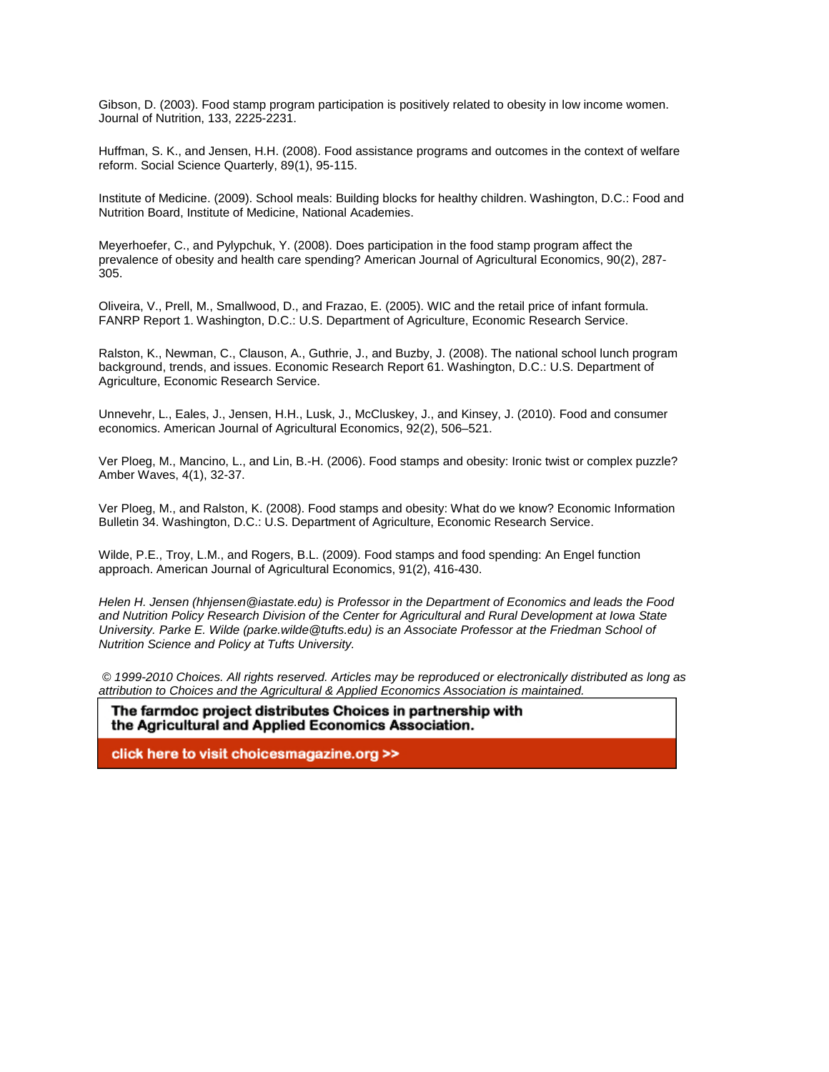Gibson, D. (2003). Food stamp program participation is positively related to obesity in low income women. Journal of Nutrition, 133, 2225-2231.

Huffman, S. K., and Jensen, H.H. (2008). Food assistance programs and outcomes in the context of welfare reform. Social Science Quarterly, 89(1), 95-115.

Institute of Medicine. (2009). School meals: Building blocks for healthy children. Washington, D.C.: Food and Nutrition Board, Institute of Medicine, National Academies.

Meyerhoefer, C., and Pylypchuk, Y. (2008). Does participation in the food stamp program affect the prevalence of obesity and health care spending? American Journal of Agricultural Economics, 90(2), 287-305.

Oliveira, V., Prell, M., Smallwood, D., and Frazao, E. (2005). WIC and the retail price of infant formula. FANRP Report 1. Washington, D.C.: U.S. Department of Agriculture, Economic Research Service.

Ralston, K., Newman, C., Clauson, A., Guthrie, J., and Buzby, J. (2008). The national school lunch program background, trends, and issues. Economic Research Report 61. Washington, D.C.: U.S. Department of Agriculture, Economic Research Service.

Unnevehr, L., Eales, J., Jensen, H.H., Lusk, J., McCluskey, J., and Kinsey, J. (2010). Food and consumer economics. American Journal of Agricultural Economics, 92(2), 506–521.

Ver Ploeg, M., Mancino, L., and Lin, B.-H. (2006). Food stamps and obesity: Ironic twist or complex puzzle? Amber Waves, 4(1), 32-37.

Ver Ploeg, M., and Ralston, K. (2008). Food stamps and obesity: What do we know? Economic Information Bulletin 34. Washington, D.C.: U.S. Department of Agriculture, Economic Research Service.

Wilde, P.E., Troy, L.M., and Rogers, B.L. (2009). Food stamps and food spending: An Engel function approach. American Journal of Agricultural Economics, 91(2), 416-430.

*Helen H. Jensen (hhjensen@iastate.edu) is Professor in the Department of Economics and leads the Food and Nutrition Policy Research Division of the Center for Agricultural and Rural Development at Iowa State University. Parke E. Wilde (parke.wilde@tufts.edu) is an Associate Professor at the Friedman School of Nutrition Science and Policy at Tufts University.*

*© 1999-2010 Choices. All rights reserved. Articles may be reproduced or electronically distributed as long as attribution to Choices and the Agricultural & Applied Economics Association is maintained.*

**The farmdoc project distributes Choices in partnership with the Agricultural and Applied Economics Association.**

**click here to visit choicesmagazine.org >>**